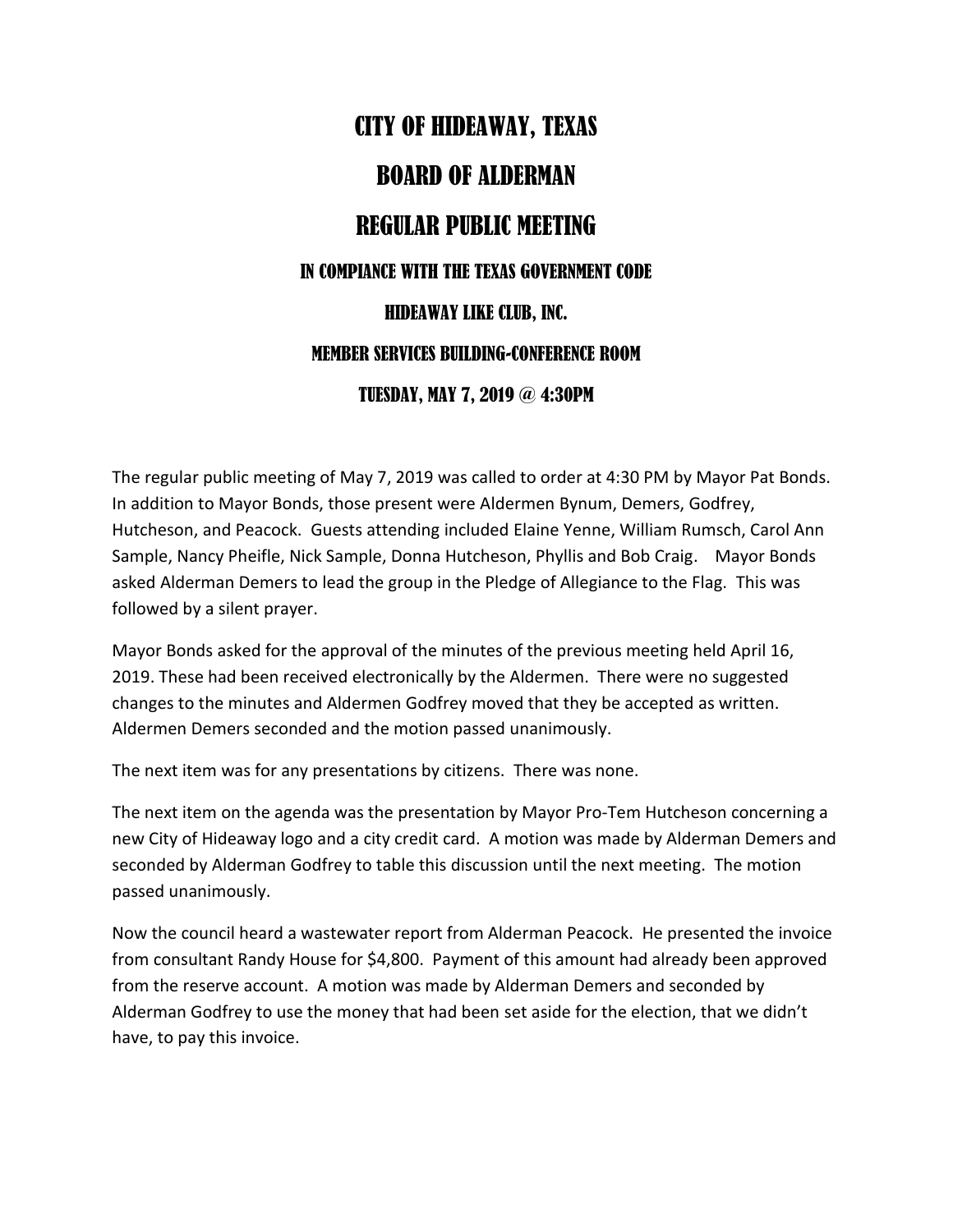# CITY OF HIDEAWAY, TEXAS

# BOARD OF ALDERMAN

# REGULAR PUBLIC MEETING

### IN COMPIANCE WITH THE TEXAS GOVERNMENT CODE

### HIDEAWAY LIKE CLUB, INC.

### MEMBER SERVICES BUILDING-CONFERENCE ROOM

### TUESDAY, MAY 7, 2019 @ 4:30PM

The regular public meeting of May 7, 2019 was called to order at 4:30 PM by Mayor Pat Bonds. In addition to Mayor Bonds, those present were Aldermen Bynum, Demers, Godfrey, Hutcheson, and Peacock. Guests attending included Elaine Yenne, William Rumsch, Carol Ann Sample, Nancy Pheifle, Nick Sample, Donna Hutcheson, Phyllis and Bob Craig. Mayor Bonds asked Alderman Demers to lead the group in the Pledge of Allegiance to the Flag. This was followed by a silent prayer.

Mayor Bonds asked for the approval of the minutes of the previous meeting held April 16, 2019. These had been received electronically by the Aldermen. There were no suggested changes to the minutes and Aldermen Godfrey moved that they be accepted as written. Aldermen Demers seconded and the motion passed unanimously.

The next item was for any presentations by citizens. There was none.

The next item on the agenda was the presentation by Mayor Pro-Tem Hutcheson concerning a new City of Hideaway logo and a city credit card. A motion was made by Alderman Demers and seconded by Alderman Godfrey to table this discussion until the next meeting. The motion passed unanimously.

Now the council heard a wastewater report from Alderman Peacock. He presented the invoice from consultant Randy House for $4,800. Payment of this amount had already been approved from the reserve account. A motion was made by Alderman Demers and seconded by Alderman Godfrey to use the money that had been set aside for the election, that we didn't have, to pay this invoice.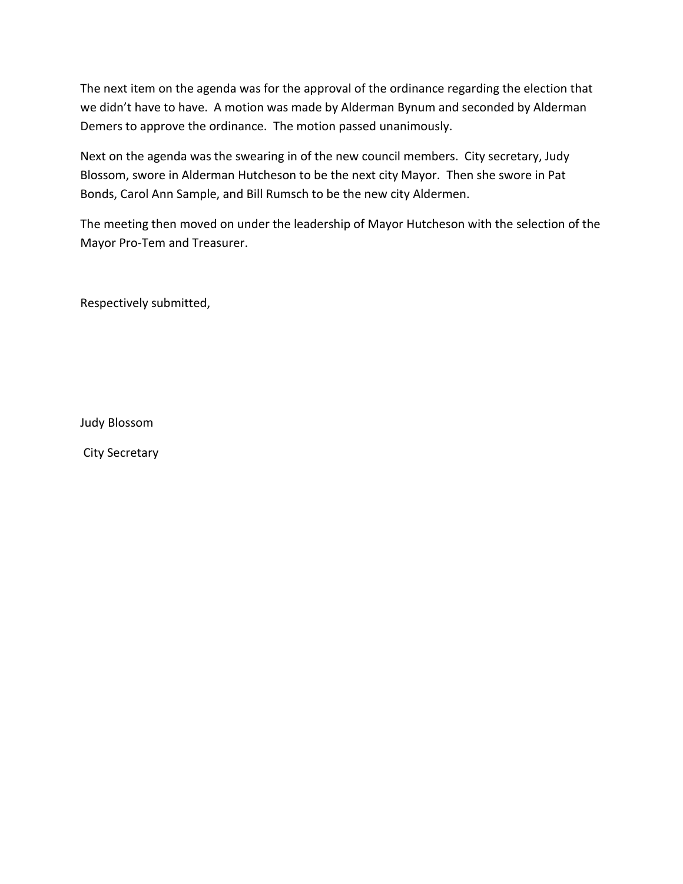The next item on the agenda was for the approval of the ordinance regarding the election that we didn't have to have. A motion was made by Alderman Bynum and seconded by Alderman Demers to approve the ordinance. The motion passed unanimously.

Next on the agenda was the swearing in of the new council members. City secretary, Judy Blossom, swore in Alderman Hutcheson to be the next city Mayor. Then she swore in Pat Bonds, Carol Ann Sample, and Bill Rumsch to be the new city Aldermen.

The meeting then moved on under the leadership of Mayor Hutcheson with the selection of the Mayor Pro-Tem and Treasurer.

Respectively submitted,

Judy Blossom

City Secretary